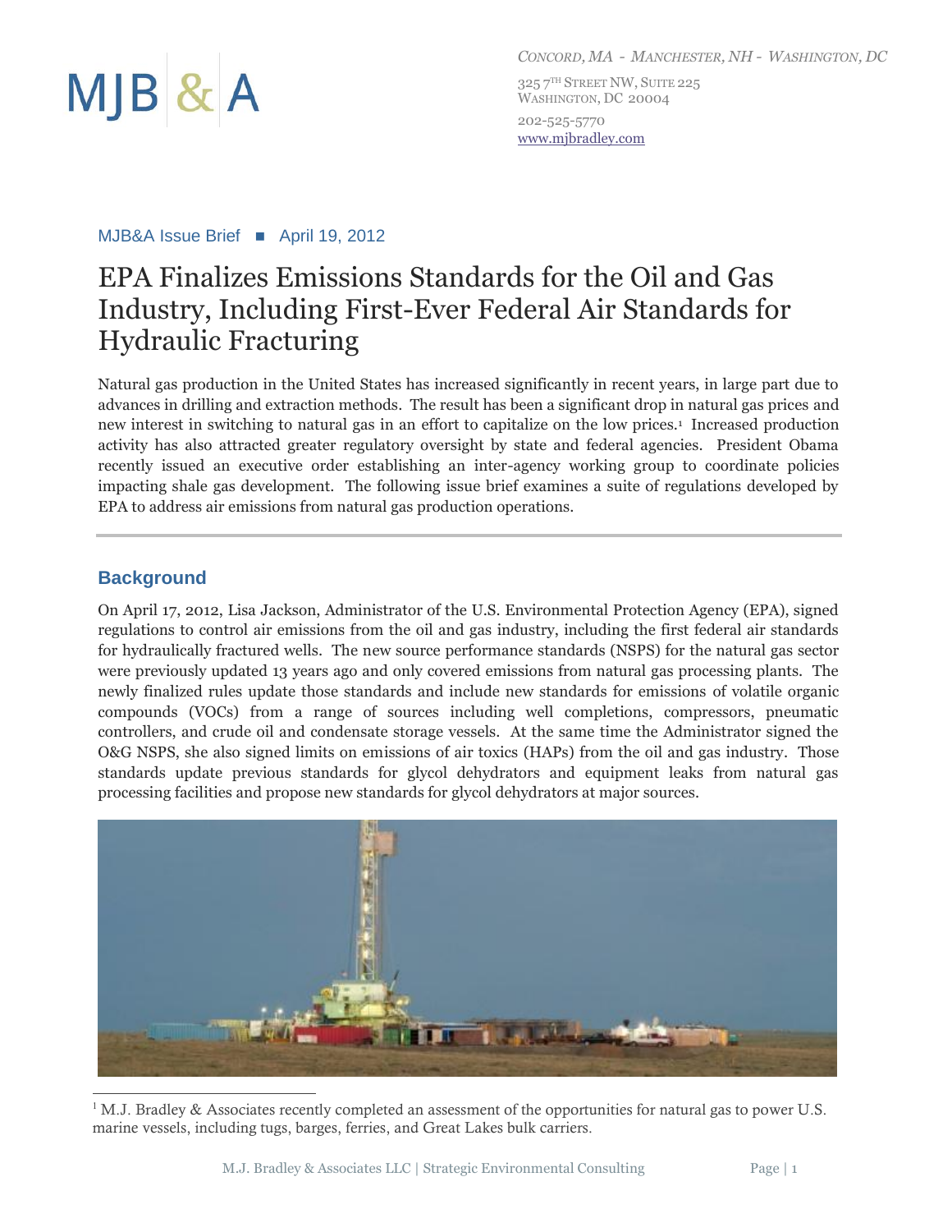MJB & A

*Concord, MA - Manchester, NH - Washington, DC*

325 7th Street NW, Suite 225
Washington, DC 20004

202-525-5770
www.mjbradley.com

MJB&A Issue Brief ■ April 19, 2012

# EPA Finalizes Emissions Standards for the Oil and Gas Industry, Including First-Ever Federal Air Standards for Hydraulic Fracturing

Natural gas production in the United States has increased significantly in recent years, in large part due to advances in drilling and extraction methods. The result has been a significant drop in natural gas prices and new interest in switching to natural gas in an effort to capitalize on the low prices.[1] Increased production activity has also attracted greater regulatory oversight by state and federal agencies. President Obama recently issued an executive order establishing an inter-agency working group to coordinate policies impacting shale gas development. The following issue brief examines a suite of regulations developed by EPA to address air emissions from natural gas production operations.

## Background

On April 17, 2012, Lisa Jackson, Administrator of the U.S. Environmental Protection Agency (EPA), signed regulations to control air emissions from the oil and gas industry, including the first federal air standards for hydraulically fractured wells. The new source performance standards (NSPS) for the natural gas sector were previously updated 13 years ago and only covered emissions from natural gas processing plants. The newly finalized rules update those standards and include new standards for emissions of volatile organic compounds (VOCs) from a range of sources including well completions, compressors, pneumatic controllers, and crude oil and condensate storage vessels. At the same time the Administrator signed the O&G NSPS, she also signed limits on emissions of air toxics (HAPs) from the oil and gas industry. Those standards update previous standards for glycol dehydrators and equipment leaks from natural gas processing facilities and propose new standards for glycol dehydrators at major sources.

[1] M.J. Bradley & Associates recently completed an assessment of the opportunities for natural gas to power U.S. marine vessels, including tugs, barges, ferries, and Great Lakes bulk carriers.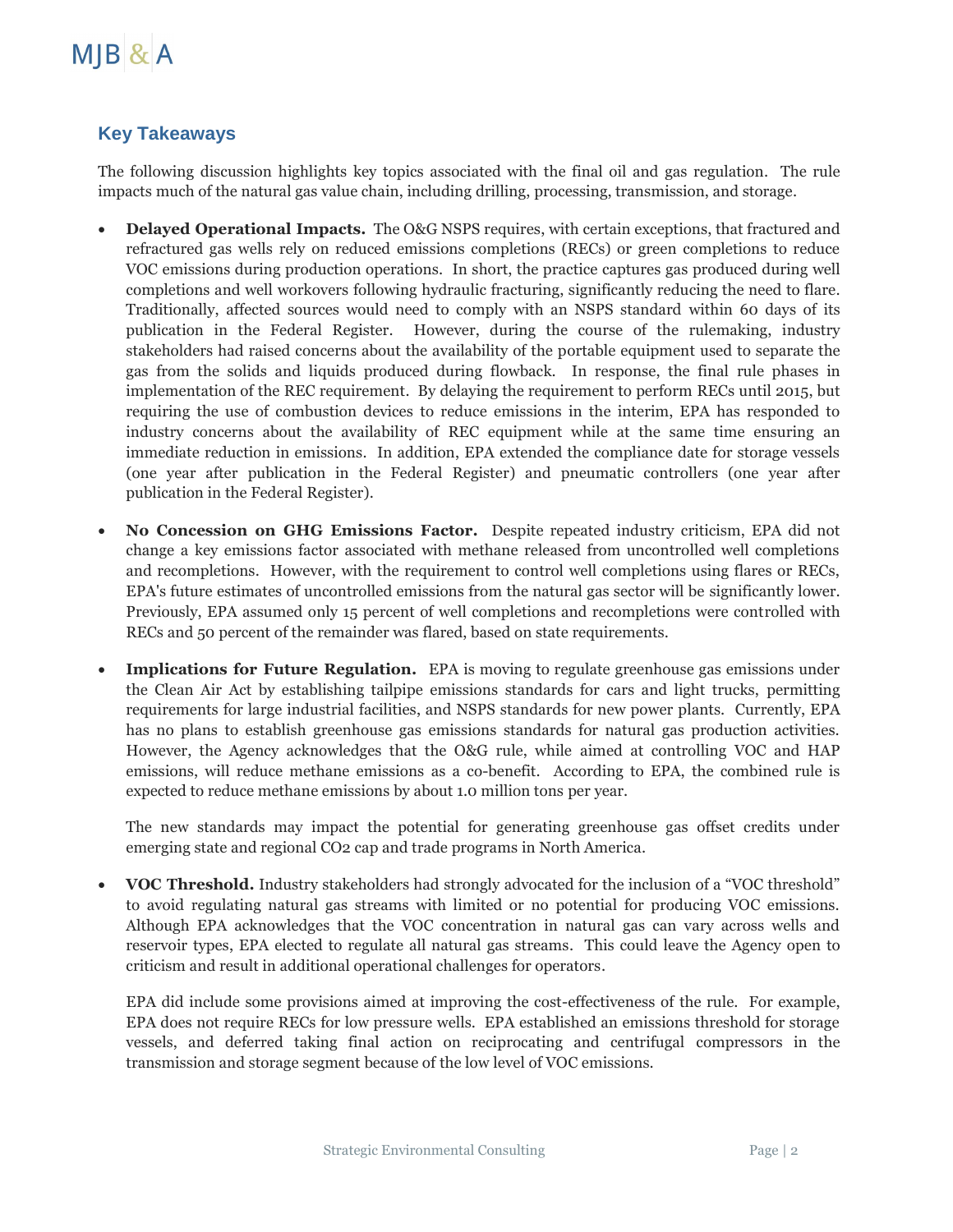## Key Takeaways

The following discussion highlights key topics associated with the final oil and gas regulation. The rule impacts much of the natural gas value chain, including drilling, processing, transmission, and storage.

- **Delayed Operational Impacts.** The O&G NSPS requires, with certain exceptions, that fractured and refractured gas wells rely on reduced emissions completions (RECs) or green completions to reduce VOC emissions during production operations. In short, the practice captures gas produced during well completions and well workovers following hydraulic fracturing, significantly reducing the need to flare. Traditionally, affected sources would need to comply with an NSPS standard within 60 days of its publication in the Federal Register. However, during the course of the rulemaking, industry stakeholders had raised concerns about the availability of the portable equipment used to separate the gas from the solids and liquids produced during flowback. In response, the final rule phases in implementation of the REC requirement. By delaying the requirement to perform RECs until 2015, but requiring the use of combustion devices to reduce emissions in the interim, EPA has responded to industry concerns about the availability of REC equipment while at the same time ensuring an immediate reduction in emissions. In addition, EPA extended the compliance date for storage vessels (one year after publication in the Federal Register) and pneumatic controllers (one year after publication in the Federal Register).

- **No Concession on GHG Emissions Factor.** Despite repeated industry criticism, EPA did not change a key emissions factor associated with methane released from uncontrolled well completions and recompletions. However, with the requirement to control well completions using flares or RECs, EPA's future estimates of uncontrolled emissions from the natural gas sector will be significantly lower. Previously, EPA assumed only 15 percent of well completions and recompletions were controlled with RECs and 50 percent of the remainder was flared, based on state requirements.

- **Implications for Future Regulation.** EPA is moving to regulate greenhouse gas emissions under the Clean Air Act by establishing tailpipe emissions standards for cars and light trucks, permitting requirements for large industrial facilities, and NSPS standards for new power plants. Currently, EPA has no plans to establish greenhouse gas emissions standards for natural gas production activities. However, the Agency acknowledges that the O&G rule, while aimed at controlling VOC and HAP emissions, will reduce methane emissions as a co-benefit. According to EPA, the combined rule is expected to reduce methane emissions by about 1.0 million tons per year.

  The new standards may impact the potential for generating greenhouse gas offset credits under emerging state and regional $CO_2$ cap and trade programs in North America.

- **VOC Threshold.** Industry stakeholders had strongly advocated for the inclusion of a "VOC threshold" to avoid regulating natural gas streams with limited or no potential for producing VOC emissions. Although EPA acknowledges that the VOC concentration in natural gas can vary across wells and reservoir types, EPA elected to regulate all natural gas streams. This could leave the Agency open to criticism and result in additional operational challenges for operators.

  EPA did include some provisions aimed at improving the cost-effectiveness of the rule. For example, EPA does not require RECs for low pressure wells. EPA established an emissions threshold for storage vessels, and deferred taking final action on reciprocating and centrifugal compressors in the transmission and storage segment because of the low level of VOC emissions.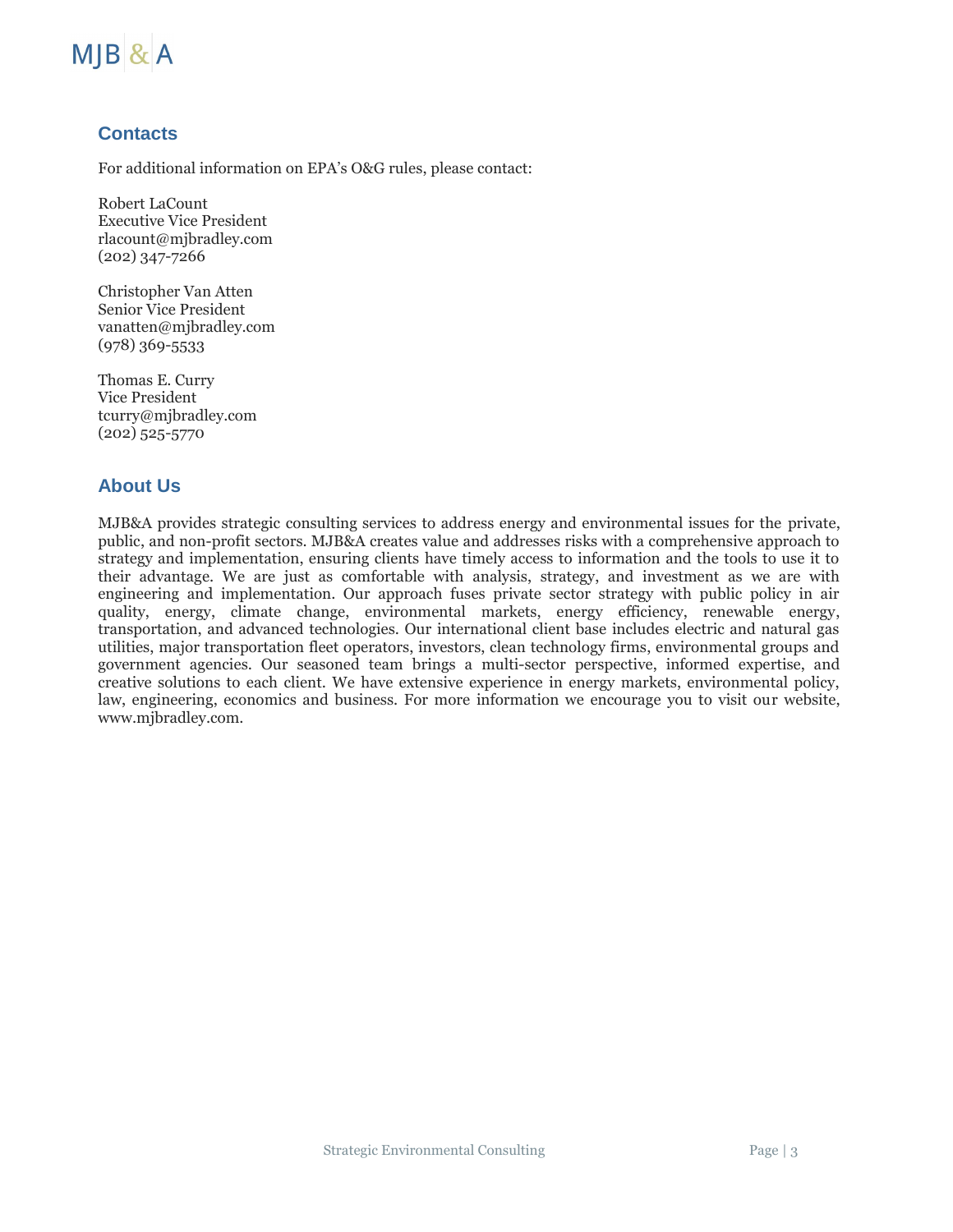## Contacts

For additional information on EPA's O&G rules, please contact:

Robert LaCount
Executive Vice President
rlacount@mjbradley.com
(202) 347-7266

Christopher Van Atten
Senior Vice President
vanatten@mjbradley.com
(978) 369-5533

Thomas E. Curry
Vice President
tcurry@mjbradley.com
(202) 525-5770

## About Us

MJB&A provides strategic consulting services to address energy and environmental issues for the private, public, and non-profit sectors. MJB&A creates value and addresses risks with a comprehensive approach to strategy and implementation, ensuring clients have timely access to information and the tools to use it to their advantage. We are just as comfortable with analysis, strategy, and investment as we are with engineering and implementation. Our approach fuses private sector strategy with public policy in air quality, energy, climate change, environmental markets, energy efficiency, renewable energy, transportation, and advanced technologies. Our international client base includes electric and natural gas utilities, major transportation fleet operators, investors, clean technology firms, environmental groups and government agencies. Our seasoned team brings a multi-sector perspective, informed expertise, and creative solutions to each client. We have extensive experience in energy markets, environmental policy, law, engineering, economics and business. For more information we encourage you to visit our website, www.mjbradley.com.